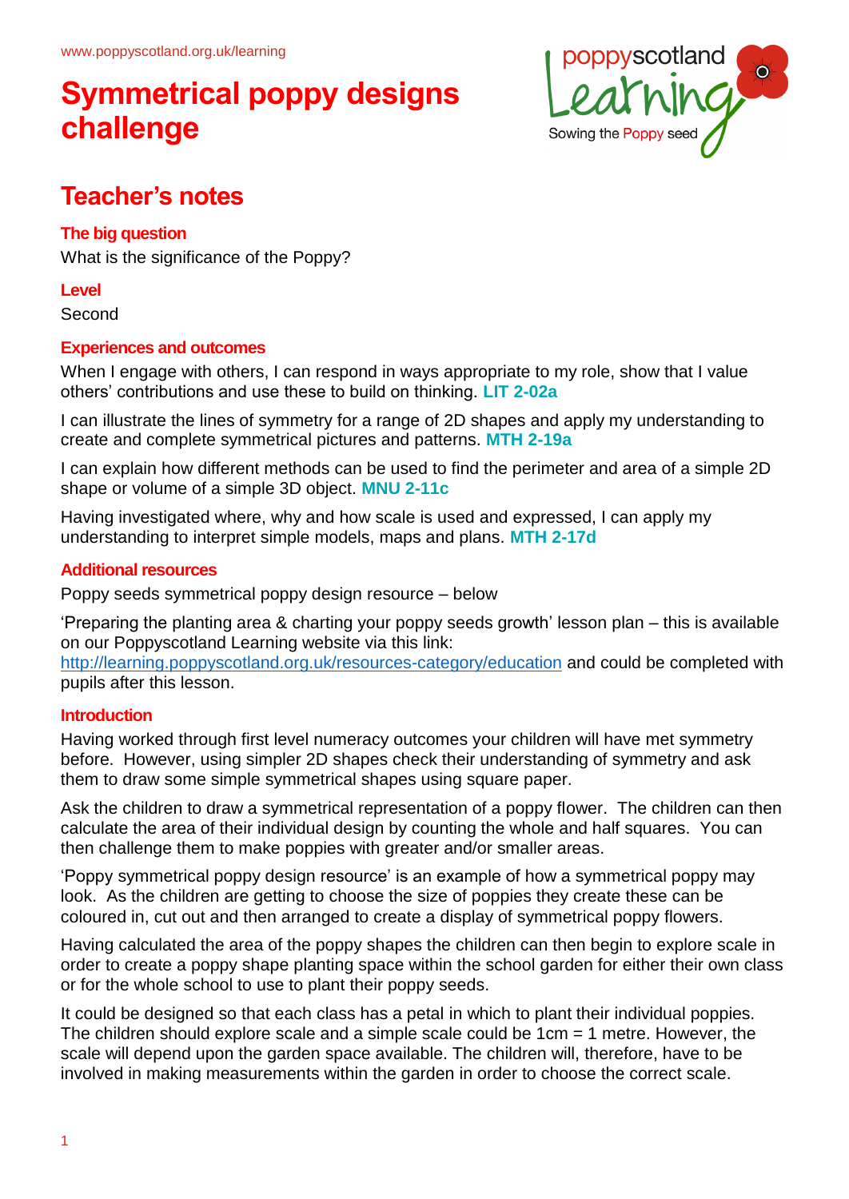www.poppyscotland.org.uk/learning

# Symmetrical poppy designs challenge

## Teacher's notes

### The big question

What is the significance of the Poppy?

### Level

Second

### Experiences and outcomes

When I engage with others, I can respond in ways appropriate to my role, show that I value others' contributions and use these to build on thinking. **LIT 2-02a**

I can illustrate the lines of symmetry for a range of 2D shapes and apply my understanding to create and complete symmetrical pictures and patterns. **MTH 2-19a**

I can explain how different methods can be used to find the perimeter and area of a simple 2D shape or volume of a simple 3D object. **MNU 2-11c**

Having investigated where, why and how scale is used and expressed, I can apply my understanding to interpret simple models, maps and plans. **MTH 2-17d**

### Additional resources

Poppy seeds symmetrical poppy design resource – below

'Preparing the planting area & charting your poppy seeds growth' lesson plan – this is available on our Poppyscotland Learning website via this link: [http://learning.poppyscotland.org.uk/resources-category/education](http://learning.poppyscotland.org.uk/resources-category/education) and could be completed with pupils after this lesson.

### Introduction

Having worked through first level numeracy outcomes your children will have met symmetry before. However, using simpler 2D shapes check their understanding of symmetry and ask them to draw some simple symmetrical shapes using square paper.

Ask the children to draw a symmetrical representation of a poppy flower. The children can then calculate the area of their individual design by counting the whole and half squares. You can then challenge them to make poppies with greater and/or smaller areas.

'Poppy symmetrical poppy design resource' is an example of how a symmetrical poppy may look. As the children are getting to choose the size of poppies they create these can be coloured in, cut out and then arranged to create a display of symmetrical poppy flowers.

Having calculated the area of the poppy shapes the children can then begin to explore scale in order to create a poppy shape planting space within the school garden for either their own class or for the whole school to use to plant their poppy seeds.

It could be designed so that each class has a petal in which to plant their individual poppies. The children should explore scale and a simple scale could be 1cm = 1 metre. However, the scale will depend upon the garden space available. The children will, therefore, have to be involved in making measurements within the garden in order to choose the correct scale.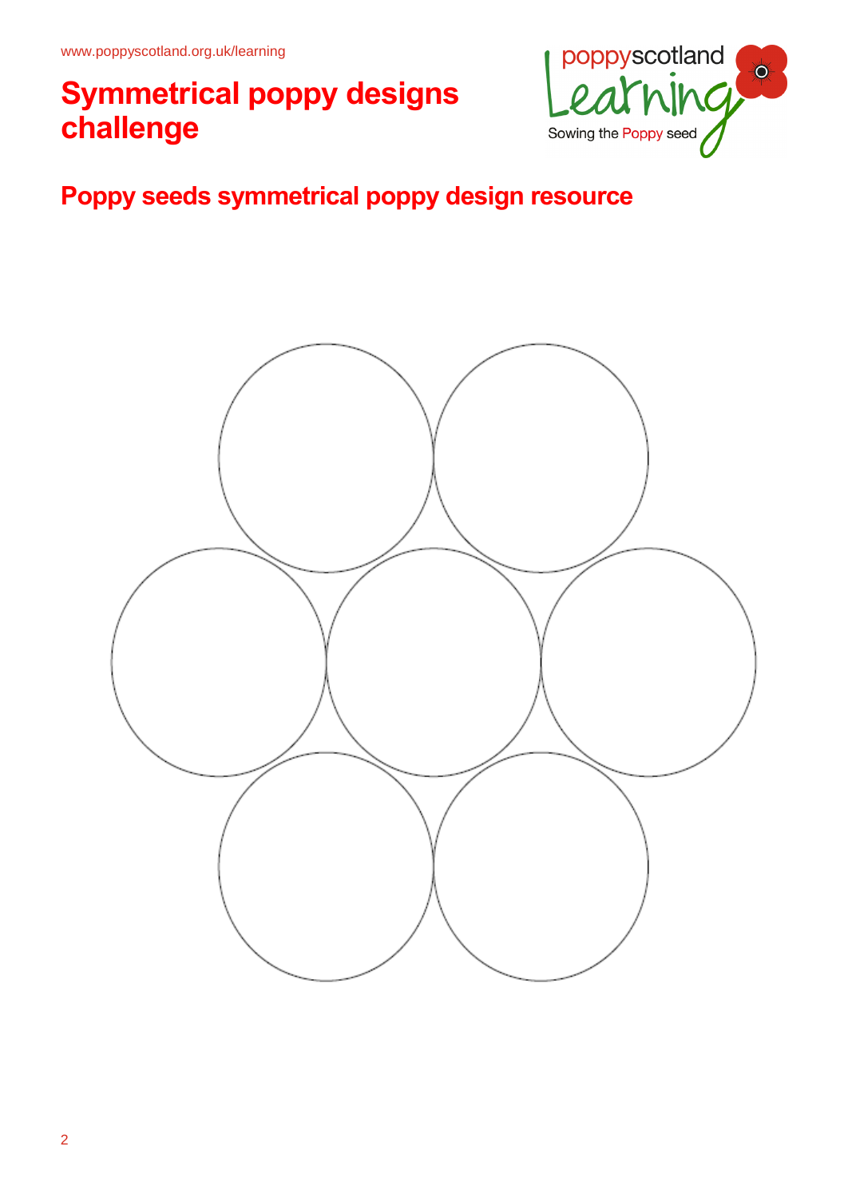# Symmetrical poppy designs challenge

## Poppy seeds symmetrical poppy design resource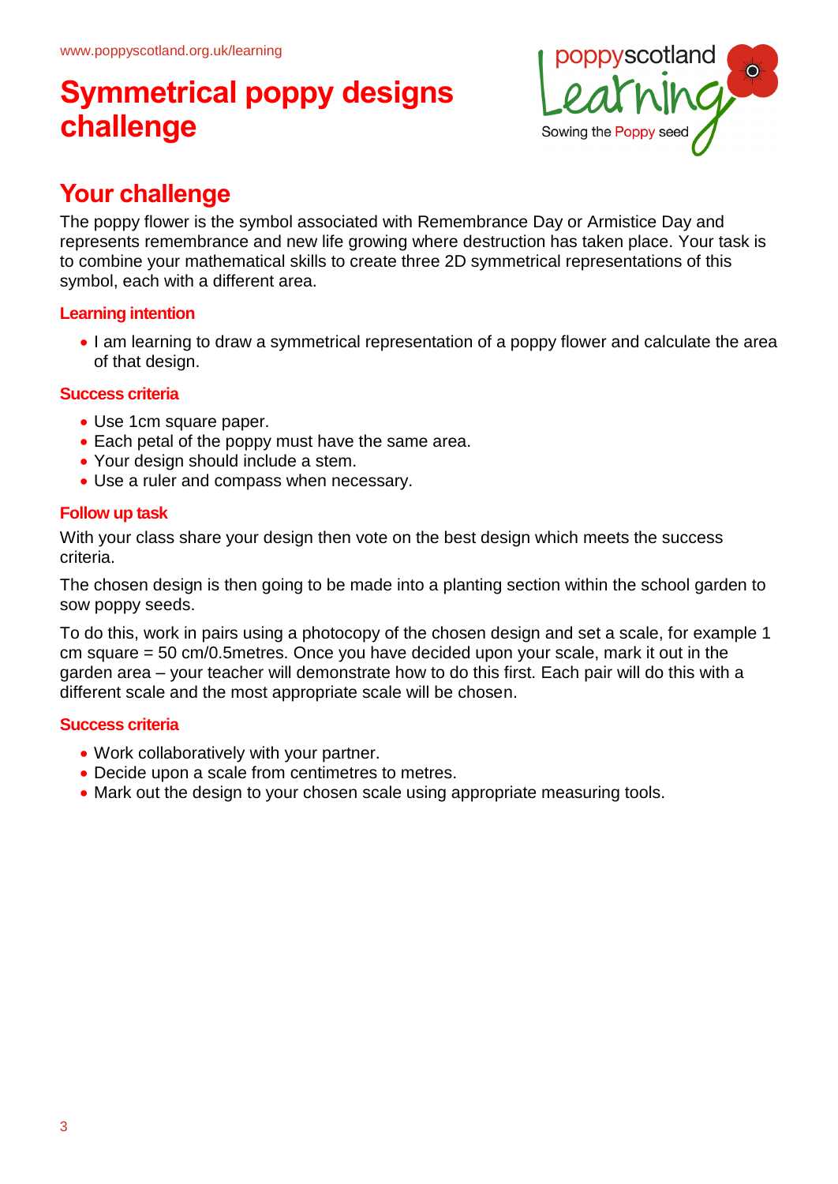# Symmetrical poppy designs challenge

## Your challenge

The poppy flower is the symbol associated with Remembrance Day or Armistice Day and represents remembrance and new life growing where destruction has taken place. Your task is to combine your mathematical skills to create three 2D symmetrical representations of this symbol, each with a different area.

### Learning intention

- I am learning to draw a symmetrical representation of a poppy flower and calculate the area of that design.

### Success criteria

- Use 1cm square paper.
- Each petal of the poppy must have the same area.
- Your design should include a stem.
- Use a ruler and compass when necessary.

### Follow up task

With your class share your design then vote on the best design which meets the success criteria.

The chosen design is then going to be made into a planting section within the school garden to sow poppy seeds.

To do this, work in pairs using a photocopy of the chosen design and set a scale, for example 1 cm square = 50 cm/0.5metres. Once you have decided upon your scale, mark it out in the garden area – your teacher will demonstrate how to do this first. Each pair will do this with a different scale and the most appropriate scale will be chosen.

### Success criteria

- Work collaboratively with your partner.
- Decide upon a scale from centimetres to metres.
- Mark out the design to your chosen scale using appropriate measuring tools.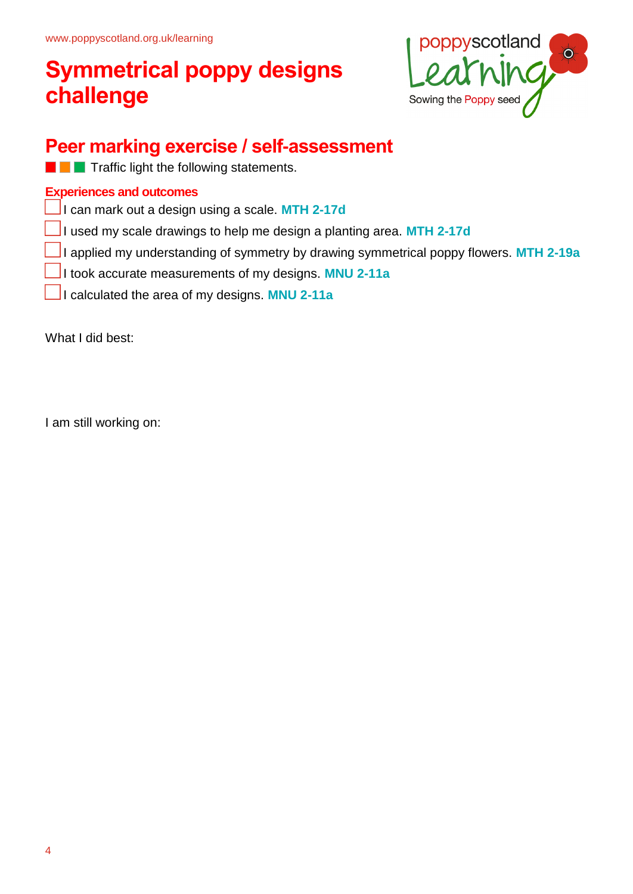www.poppyscotland.org.uk/learning

# Symmetrical poppy designs challenge

## Peer marking exercise / self-assessment

Traffic light the following statements.

**Experiences and outcomes**

- [ ] I can mark out a design using a scale. **MTH 2-17d**
- [ ] I used my scale drawings to help me design a planting area. **MTH 2-17d**
- [ ] I applied my understanding of symmetry by drawing symmetrical poppy flowers. **MTH 2-19a**
- [ ] I took accurate measurements of my designs. **MNU 2-11a**
- [ ] I calculated the area of my designs. **MNU 2-11a**

What I did best:

I am still working on: